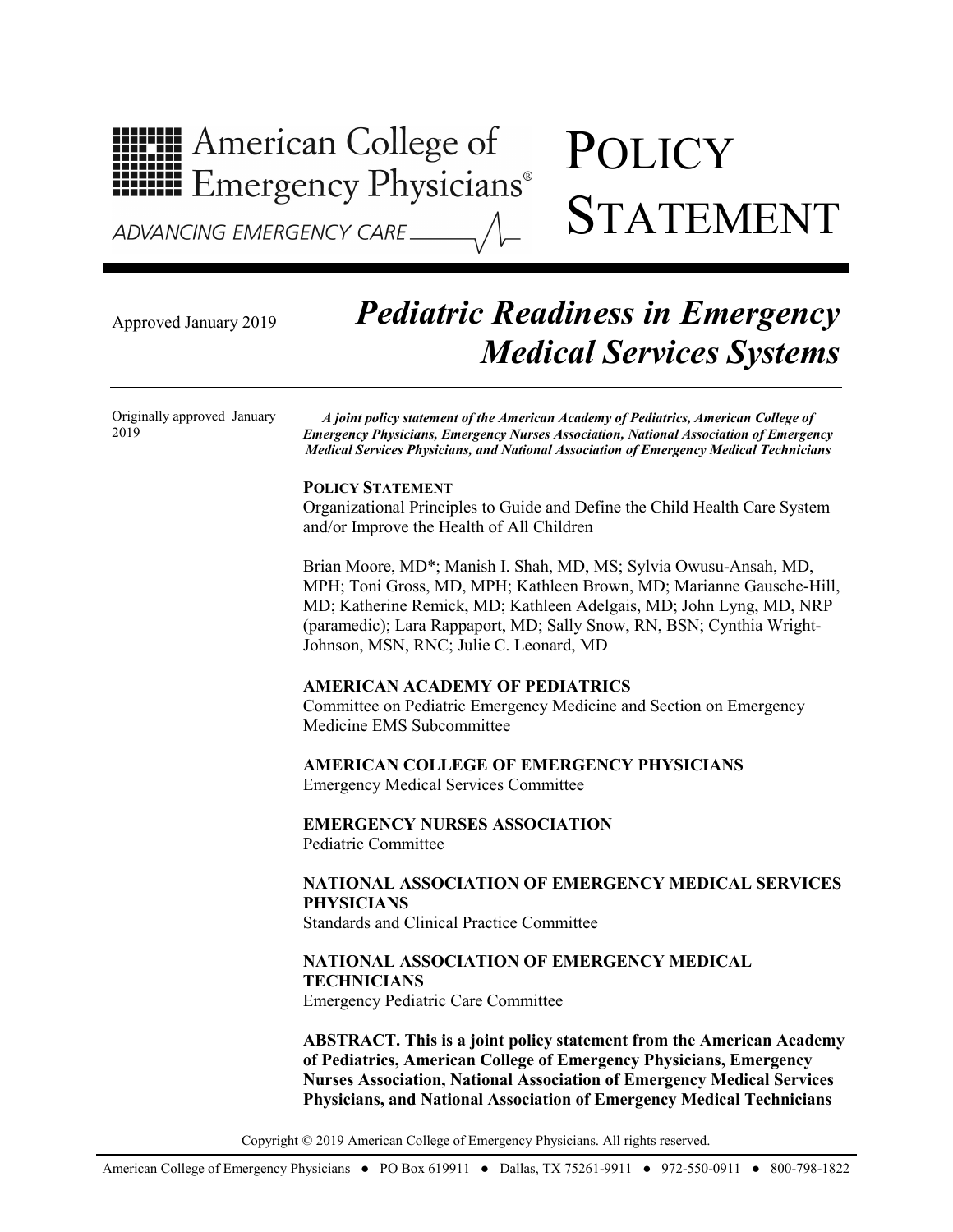American College of Emergency Physicians®

ADVANCING EMERGENCY CARE

# POLICY STATEMENT

Approved January 2019

## *Pediatric Readiness in Emergency Medical Services Systems*

Originally approved January 2019

***A joint policy statement of the American Academy of Pediatrics, American College of Emergency Physicians, Emergency Nurses Association, National Association of Emergency Medical Services Physicians, and National Association of Emergency Medical Technicians***

**POLICY STATEMENT**

Organizational Principles to Guide and Define the Child Health Care System and/or Improve the Health of All Children

Brian Moore, MD*; Manish I. Shah, MD, MS; Sylvia Owusu-Ansah, MD, MPH; Toni Gross, MD, MPH; Kathleen Brown, MD; Marianne Gausche-Hill, MD; Katherine Remick, MD; Kathleen Adelgais, MD; John Lyng, MD, NRP (paramedic); Lara Rappaport, MD; Sally Snow, RN, BSN; Cynthia Wright-Johnson, MSN, RNC; Julie C. Leonard, MD

**AMERICAN ACADEMY OF PEDIATRICS**

Committee on Pediatric Emergency Medicine and Section on Emergency Medicine EMS Subcommittee

**AMERICAN COLLEGE OF EMERGENCY PHYSICIANS**

Emergency Medical Services Committee

**EMERGENCY NURSES ASSOCIATION**

Pediatric Committee

**NATIONAL ASSOCIATION OF EMERGENCY MEDICAL SERVICES PHYSICIANS**

Standards and Clinical Practice Committee

**NATIONAL ASSOCIATION OF EMERGENCY MEDICAL TECHNICIANS**

Emergency Pediatric Care Committee

**ABSTRACT. This is a joint policy statement from the American Academy of Pediatrics, American College of Emergency Physicians, Emergency Nurses Association, National Association of Emergency Medical Services Physicians, and National Association of Emergency Medical Technicians**

Copyright © 2019 American College of Emergency Physicians. All rights reserved.

American College of Emergency Physicians ● PO Box 619911 ● Dallas, TX 75261-9911 ● 972-550-0911 ● 800-798-1822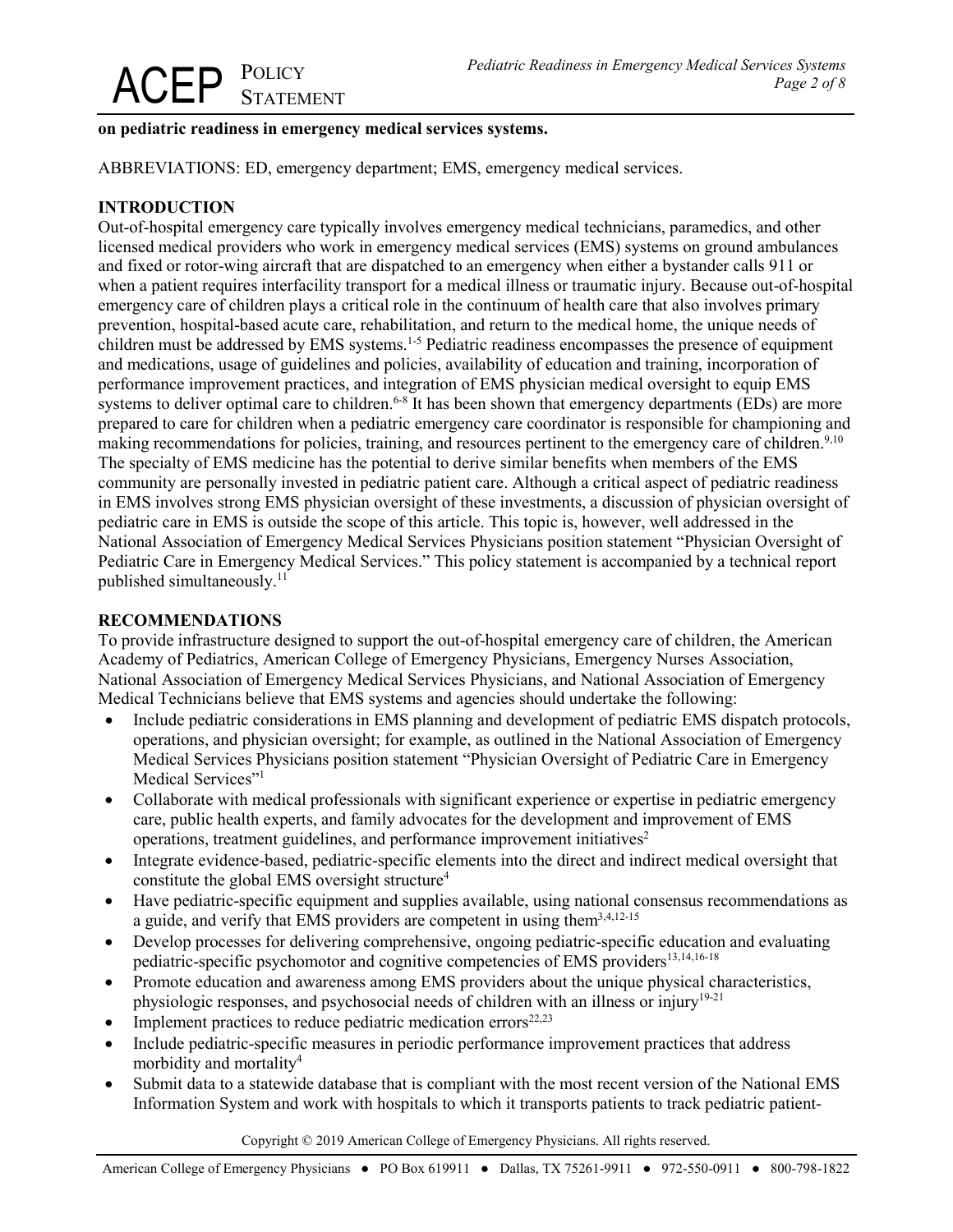**on pediatric readiness in emergency medical services systems.**

ABBREVIATIONS: ED, emergency department; EMS, emergency medical services.

## INTRODUCTION

Out-of-hospital emergency care typically involves emergency medical technicians, paramedics, and other licensed medical providers who work in emergency medical services (EMS) systems on ground ambulances and fixed or rotor-wing aircraft that are dispatched to an emergency when either a bystander calls 911 or when a patient requires interfacility transport for a medical illness or traumatic injury. Because out-of-hospital emergency care of children plays a critical role in the continuum of health care that also involves primary prevention, hospital-based acute care, rehabilitation, and return to the medical home, the unique needs of children must be addressed by EMS systems.[1-5] Pediatric readiness encompasses the presence of equipment and medications, usage of guidelines and policies, availability of education and training, incorporation of performance improvement practices, and integration of EMS physician medical oversight to equip EMS systems to deliver optimal care to children.[6-8] It has been shown that emergency departments (EDs) are more prepared to care for children when a pediatric emergency care coordinator is responsible for championing and making recommendations for policies, training, and resources pertinent to the emergency care of children.[9,10] The specialty of EMS medicine has the potential to derive similar benefits when members of the EMS community are personally invested in pediatric patient care. Although a critical aspect of pediatric readiness in EMS involves strong EMS physician oversight of these investments, a discussion of physician oversight of pediatric care in EMS is outside the scope of this article. This topic is, however, well addressed in the National Association of Emergency Medical Services Physicians position statement "Physician Oversight of Pediatric Care in Emergency Medical Services." This policy statement is accompanied by a technical report published simultaneously.[11]

## RECOMMENDATIONS

To provide infrastructure designed to support the out-of-hospital emergency care of children, the American Academy of Pediatrics, American College of Emergency Physicians, Emergency Nurses Association, National Association of Emergency Medical Services Physicians, and National Association of Emergency Medical Technicians believe that EMS systems and agencies should undertake the following:

- Include pediatric considerations in EMS planning and development of pediatric EMS dispatch protocols, operations, and physician oversight; for example, as outlined in the National Association of Emergency Medical Services Physicians position statement "Physician Oversight of Pediatric Care in Emergency Medical Services"[1]
- Collaborate with medical professionals with significant experience or expertise in pediatric emergency care, public health experts, and family advocates for the development and improvement of EMS operations, treatment guidelines, and performance improvement initiatives[2]
- Integrate evidence-based, pediatric-specific elements into the direct and indirect medical oversight that constitute the global EMS oversight structure[4]
- Have pediatric-specific equipment and supplies available, using national consensus recommendations as a guide, and verify that EMS providers are competent in using them[3,4,12-15]
- Develop processes for delivering comprehensive, ongoing pediatric-specific education and evaluating pediatric-specific psychomotor and cognitive competencies of EMS providers[13,14,16-18]
- Promote education and awareness among EMS providers about the unique physical characteristics, physiologic responses, and psychosocial needs of children with an illness or injury[19-21]
- Implement practices to reduce pediatric medication errors[22,23]
- Include pediatric-specific measures in periodic performance improvement practices that address morbidity and mortality[4]
- Submit data to a statewide database that is compliant with the most recent version of the National EMS Information System and work with hospitals to which it transports patients to track pediatric patient-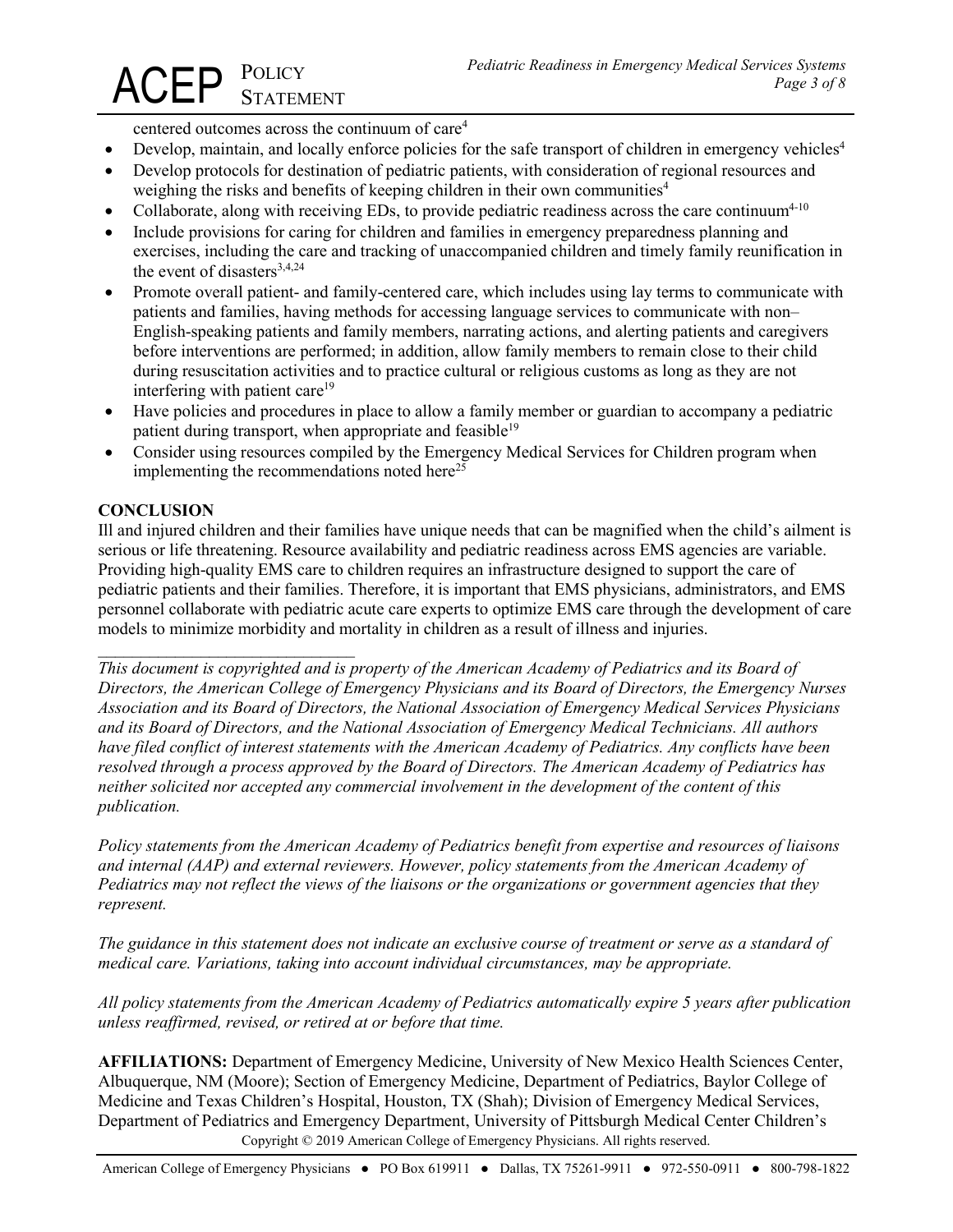centered outcomes across the continuum of care[4]

- Develop, maintain, and locally enforce policies for the safe transport of children in emergency vehicles[4]
- Develop protocols for destination of pediatric patients, with consideration of regional resources and weighing the risks and benefits of keeping children in their own communities[4]
- Collaborate, along with receiving EDs, to provide pediatric readiness across the care continuum[4-10]
- Include provisions for caring for children and families in emergency preparedness planning and exercises, including the care and tracking of unaccompanied children and timely family reunification in the event of disasters[3,4,24]
- Promote overall patient- and family-centered care, which includes using lay terms to communicate with patients and families, having methods for accessing language services to communicate with non–English-speaking patients and family members, narrating actions, and alerting patients and caregivers before interventions are performed; in addition, allow family members to remain close to their child during resuscitation activities and to practice cultural or religious customs as long as they are not interfering with patient care[19]
- Have policies and procedures in place to allow a family member or guardian to accompany a pediatric patient during transport, when appropriate and feasible[19]
- Consider using resources compiled by the Emergency Medical Services for Children program when implementing the recommendations noted here[25]

**CONCLUSION**

Ill and injured children and their families have unique needs that can be magnified when the child's ailment is serious or life threatening. Resource availability and pediatric readiness across EMS agencies are variable. Providing high-quality EMS care to children requires an infrastructure designed to support the care of pediatric patients and their families. Therefore, it is important that EMS physicians, administrators, and EMS personnel collaborate with pediatric acute care experts to optimize EMS care through the development of care models to minimize morbidity and mortality in children as a result of illness and injuries.

---

*This document is copyrighted and is property of the American Academy of Pediatrics and its Board of Directors, the American College of Emergency Physicians and its Board of Directors, the Emergency Nurses Association and its Board of Directors, the National Association of Emergency Medical Services Physicians and its Board of Directors, and the National Association of Emergency Medical Technicians. All authors have filed conflict of interest statements with the American Academy of Pediatrics. Any conflicts have been resolved through a process approved by the Board of Directors. The American Academy of Pediatrics has neither solicited nor accepted any commercial involvement in the development of the content of this publication.*

*Policy statements from the American Academy of Pediatrics benefit from expertise and resources of liaisons and internal (AAP) and external reviewers. However, policy statements from the American Academy of Pediatrics may not reflect the views of the liaisons or the organizations or government agencies that they represent.*

*The guidance in this statement does not indicate an exclusive course of treatment or serve as a standard of medical care. Variations, taking into account individual circumstances, may be appropriate.*

*All policy statements from the American Academy of Pediatrics automatically expire 5 years after publication unless reaffirmed, revised, or retired at or before that time.*

**AFFILIATIONS:** Department of Emergency Medicine, University of New Mexico Health Sciences Center, Albuquerque, NM (Moore); Section of Emergency Medicine, Department of Pediatrics, Baylor College of Medicine and Texas Children's Hospital, Houston, TX (Shah); Division of Emergency Medical Services, Department of Pediatrics and Emergency Department, University of Pittsburgh Medical Center Children's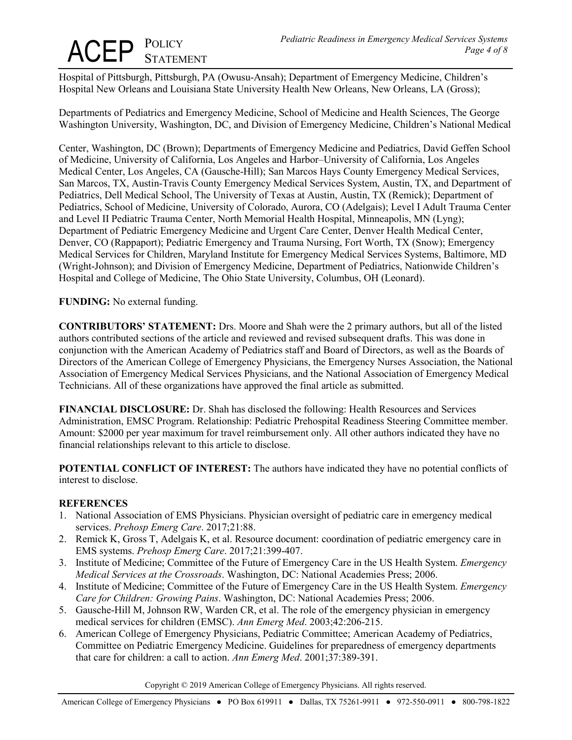Hospital of Pittsburgh, Pittsburgh, PA (Owusu-Ansah); Department of Emergency Medicine, Children's Hospital New Orleans and Louisiana State University Health New Orleans, New Orleans, LA (Gross);

Departments of Pediatrics and Emergency Medicine, School of Medicine and Health Sciences, The George Washington University, Washington, DC, and Division of Emergency Medicine, Children's National Medical

Center, Washington, DC (Brown); Departments of Emergency Medicine and Pediatrics, David Geffen School of Medicine, University of California, Los Angeles and Harbor–University of California, Los Angeles Medical Center, Los Angeles, CA (Gausche-Hill); San Marcos Hays County Emergency Medical Services, San Marcos, TX, Austin-Travis County Emergency Medical Services System, Austin, TX, and Department of Pediatrics, Dell Medical School, The University of Texas at Austin, Austin, TX (Remick); Department of Pediatrics, School of Medicine, University of Colorado, Aurora, CO (Adelgais); Level I Adult Trauma Center and Level II Pediatric Trauma Center, North Memorial Health Hospital, Minneapolis, MN (Lyng); Department of Pediatric Emergency Medicine and Urgent Care Center, Denver Health Medical Center, Denver, CO (Rappaport); Pediatric Emergency and Trauma Nursing, Fort Worth, TX (Snow); Emergency Medical Services for Children, Maryland Institute for Emergency Medical Services Systems, Baltimore, MD (Wright-Johnson); and Division of Emergency Medicine, Department of Pediatrics, Nationwide Children's Hospital and College of Medicine, The Ohio State University, Columbus, OH (Leonard).

**FUNDING:** No external funding.

**CONTRIBUTORS' STATEMENT:** Drs. Moore and Shah were the 2 primary authors, but all of the listed authors contributed sections of the article and reviewed and revised subsequent drafts. This was done in conjunction with the American Academy of Pediatrics staff and Board of Directors, as well as the Boards of Directors of the American College of Emergency Physicians, the Emergency Nurses Association, the National Association of Emergency Medical Services Physicians, and the National Association of Emergency Medical Technicians. All of these organizations have approved the final article as submitted.

**FINANCIAL DISCLOSURE:** Dr. Shah has disclosed the following: Health Resources and Services Administration, EMSC Program. Relationship: Pediatric Prehospital Readiness Steering Committee member. Amount: $2000 per year maximum for travel reimbursement only. All other authors indicated they have no financial relationships relevant to this article to disclose.

**POTENTIAL CONFLICT OF INTEREST:** The authors have indicated they have no potential conflicts of interest to disclose.

## REFERENCES

1. National Association of EMS Physicians. Physician oversight of pediatric care in emergency medical services. *Prehosp Emerg Care*. 2017;21:88.
2. Remick K, Gross T, Adelgais K, et al. Resource document: coordination of pediatric emergency care in EMS systems. *Prehosp Emerg Care*. 2017;21:399-407.
3. Institute of Medicine; Committee of the Future of Emergency Care in the US Health System. *Emergency Medical Services at the Crossroads*. Washington, DC: National Academies Press; 2006.
4. Institute of Medicine; Committee of the Future of Emergency Care in the US Health System. *Emergency Care for Children: Growing Pains*. Washington, DC: National Academies Press; 2006.
5. Gausche-Hill M, Johnson RW, Warden CR, et al. The role of the emergency physician in emergency medical services for children (EMSC). *Ann Emerg Med*. 2003;42:206-215.
6. American College of Emergency Physicians, Pediatric Committee; American Academy of Pediatrics, Committee on Pediatric Emergency Medicine. Guidelines for preparedness of emergency departments that care for children: a call to action. *Ann Emerg Med*. 2001;37:389-391.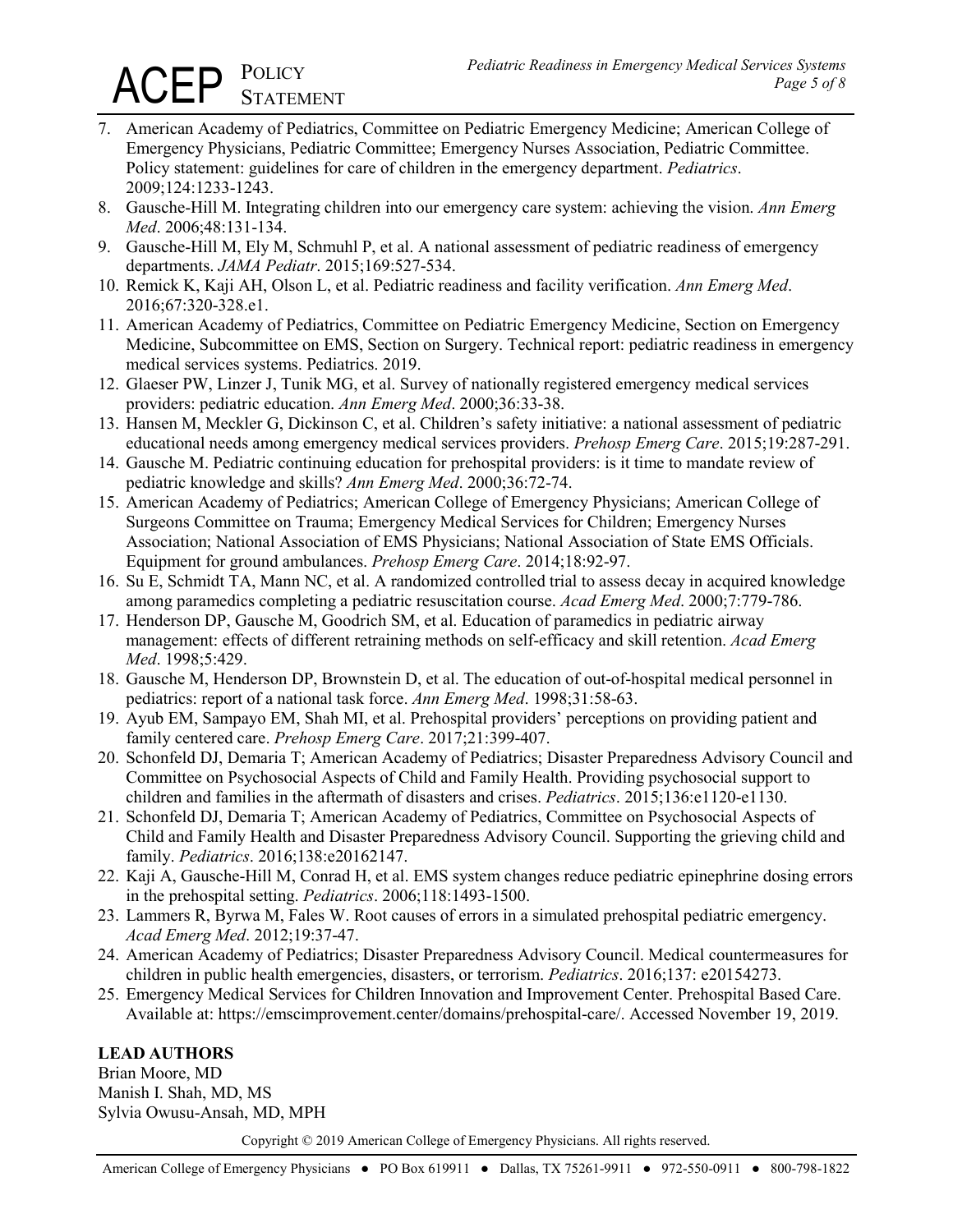7. American Academy of Pediatrics, Committee on Pediatric Emergency Medicine; American College of Emergency Physicians, Pediatric Committee; Emergency Nurses Association, Pediatric Committee. Policy statement: guidelines for care of children in the emergency department. *Pediatrics*. 2009;124:1233-1243.
8. Gausche-Hill M. Integrating children into our emergency care system: achieving the vision. *Ann Emerg Med*. 2006;48:131-134.
9. Gausche-Hill M, Ely M, Schmuhl P, et al. A national assessment of pediatric readiness of emergency departments. *JAMA Pediatr*. 2015;169:527-534.
10. Remick K, Kaji AH, Olson L, et al. Pediatric readiness and facility verification. *Ann Emerg Med*. 2016;67:320-328.e1.
11. American Academy of Pediatrics, Committee on Pediatric Emergency Medicine, Section on Emergency Medicine, Subcommittee on EMS, Section on Surgery. Technical report: pediatric readiness in emergency medical services systems. Pediatrics. 2019.
12. Glaeser PW, Linzer J, Tunik MG, et al. Survey of nationally registered emergency medical services providers: pediatric education. *Ann Emerg Med*. 2000;36:33-38.
13. Hansen M, Meckler G, Dickinson C, et al. Children's safety initiative: a national assessment of pediatric educational needs among emergency medical services providers. *Prehosp Emerg Care*. 2015;19:287-291.
14. Gausche M. Pediatric continuing education for prehospital providers: is it time to mandate review of pediatric knowledge and skills? *Ann Emerg Med*. 2000;36:72-74.
15. American Academy of Pediatrics; American College of Emergency Physicians; American College of Surgeons Committee on Trauma; Emergency Medical Services for Children; Emergency Nurses Association; National Association of EMS Physicians; National Association of State EMS Officials. Equipment for ground ambulances. *Prehosp Emerg Care*. 2014;18:92-97.
16. Su E, Schmidt TA, Mann NC, et al. A randomized controlled trial to assess decay in acquired knowledge among paramedics completing a pediatric resuscitation course. *Acad Emerg Med*. 2000;7:779-786.
17. Henderson DP, Gausche M, Goodrich SM, et al. Education of paramedics in pediatric airway management: effects of different retraining methods on self-efficacy and skill retention. *Acad Emerg Med*. 1998;5:429.
18. Gausche M, Henderson DP, Brownstein D, et al. The education of out-of-hospital medical personnel in pediatrics: report of a national task force. *Ann Emerg Med*. 1998;31:58-63.
19. Ayub EM, Sampayo EM, Shah MI, et al. Prehospital providers' perceptions on providing patient and family centered care. *Prehosp Emerg Care*. 2017;21:399-407.
20. Schonfeld DJ, Demaria T; American Academy of Pediatrics; Disaster Preparedness Advisory Council and Committee on Psychosocial Aspects of Child and Family Health. Providing psychosocial support to children and families in the aftermath of disasters and crises. *Pediatrics*. 2015;136:e1120-e1130.
21. Schonfeld DJ, Demaria T; American Academy of Pediatrics, Committee on Psychosocial Aspects of Child and Family Health and Disaster Preparedness Advisory Council. Supporting the grieving child and family. *Pediatrics*. 2016;138:e20162147.
22. Kaji A, Gausche-Hill M, Conrad H, et al. EMS system changes reduce pediatric epinephrine dosing errors in the prehospital setting. *Pediatrics*. 2006;118:1493-1500.
23. Lammers R, Byrwa M, Fales W. Root causes of errors in a simulated prehospital pediatric emergency. *Acad Emerg Med*. 2012;19:37-47.
24. American Academy of Pediatrics; Disaster Preparedness Advisory Council. Medical countermeasures for children in public health emergencies, disasters, or terrorism. *Pediatrics*. 2016;137: e20154273.
25. Emergency Medical Services for Children Innovation and Improvement Center. Prehospital Based Care. Available at: https://emscimprovement.center/domains/prehospital-care/. Accessed November 19, 2019.

**LEAD AUTHORS**

Brian Moore, MD
Manish I. Shah, MD, MS
Sylvia Owusu-Ansah, MD, MPH

Copyright © 2019 American College of Emergency Physicians. All rights reserved.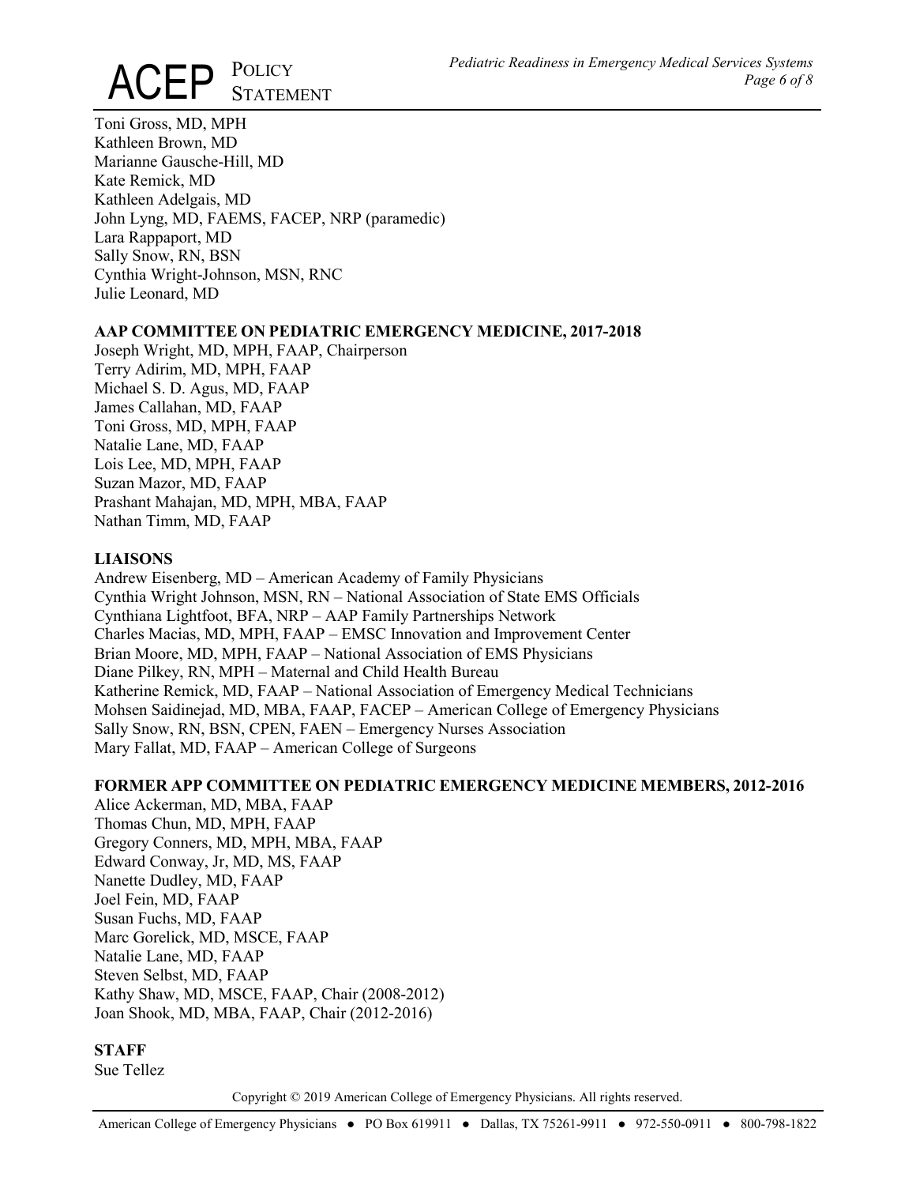Toni Gross, MD, MPH
Kathleen Brown, MD
Marianne Gausche-Hill, MD
Kate Remick, MD
Kathleen Adelgais, MD
John Lyng, MD, FAEMS, FACEP, NRP (paramedic)
Lara Rappaport, MD
Sally Snow, RN, BSN
Cynthia Wright-Johnson, MSN, RNC
Julie Leonard, MD

**AAP COMMITTEE ON PEDIATRIC EMERGENCY MEDICINE, 2017-2018**

Joseph Wright, MD, MPH, FAAP, Chairperson
Terry Adirim, MD, MPH, FAAP
Michael S. D. Agus, MD, FAAP
James Callahan, MD, FAAP
Toni Gross, MD, MPH, FAAP
Natalie Lane, MD, FAAP
Lois Lee, MD, MPH, FAAP
Suzan Mazor, MD, FAAP
Prashant Mahajan, MD, MPH, MBA, FAAP
Nathan Timm, MD, FAAP

**LIAISONS**

Andrew Eisenberg, MD – American Academy of Family Physicians
Cynthia Wright Johnson, MSN, RN – National Association of State EMS Officials
Cynthiana Lightfoot, BFA, NRP – AAP Family Partnerships Network
Charles Macias, MD, MPH, FAAP – EMSC Innovation and Improvement Center
Brian Moore, MD, MPH, FAAP – National Association of EMS Physicians
Diane Pilkey, RN, MPH – Maternal and Child Health Bureau
Katherine Remick, MD, FAAP – National Association of Emergency Medical Technicians
Mohsen Saidinejad, MD, MBA, FAAP, FACEP – American College of Emergency Physicians
Sally Snow, RN, BSN, CPEN, FAEN – Emergency Nurses Association
Mary Fallat, MD, FAAP – American College of Surgeons

**FORMER APP COMMITTEE ON PEDIATRIC EMERGENCY MEDICINE MEMBERS, 2012-2016**

Alice Ackerman, MD, MBA, FAAP
Thomas Chun, MD, MPH, FAAP
Gregory Conners, MD, MPH, MBA, FAAP
Edward Conway, Jr, MD, MS, FAAP
Nanette Dudley, MD, FAAP
Joel Fein, MD, FAAP
Susan Fuchs, MD, FAAP
Marc Gorelick, MD, MSCE, FAAP
Natalie Lane, MD, FAAP
Steven Selbst, MD, FAAP
Kathy Shaw, MD, MSCE, FAAP, Chair (2008-2012)
Joan Shook, MD, MBA, FAAP, Chair (2012-2016)

**STAFF**

Sue Tellez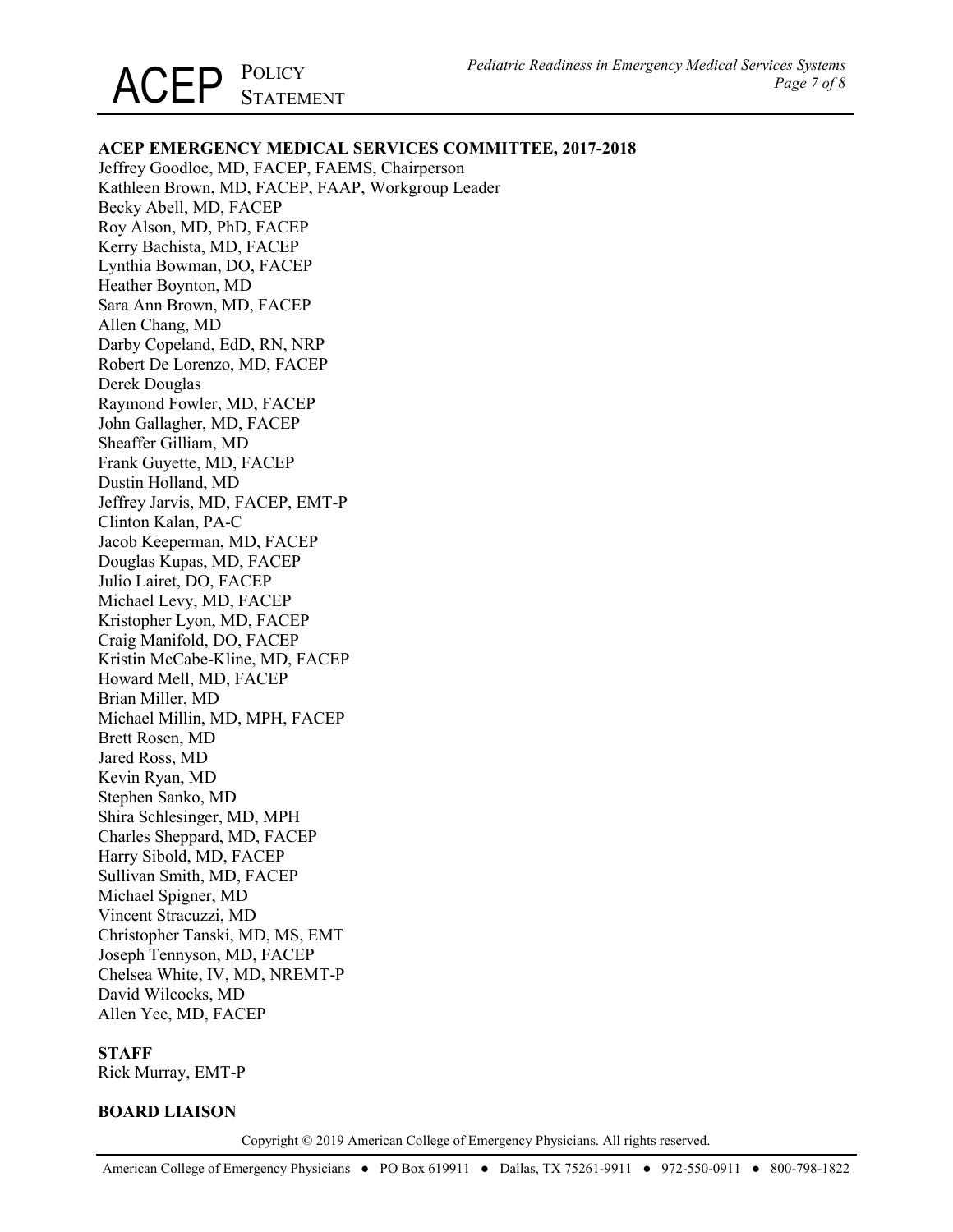**ACEP EMERGENCY MEDICAL SERVICES COMMITTEE, 2017-2018**

Jeffrey Goodloe, MD, FACEP, FAEMS, Chairperson
Kathleen Brown, MD, FACEP, FAAP, Workgroup Leader
Becky Abell, MD, FACEP
Roy Alson, MD, PhD, FACEP
Kerry Bachista, MD, FACEP
Lynthia Bowman, DO, FACEP
Heather Boynton, MD
Sara Ann Brown, MD, FACEP
Allen Chang, MD
Darby Copeland, EdD, RN, NRP
Robert De Lorenzo, MD, FACEP
Derek Douglas
Raymond Fowler, MD, FACEP
John Gallagher, MD, FACEP
Sheaffer Gilliam, MD
Frank Guyette, MD, FACEP
Dustin Holland, MD
Jeffrey Jarvis, MD, FACEP, EMT-P
Clinton Kalan, PA-C
Jacob Keeperman, MD, FACEP
Douglas Kupas, MD, FACEP
Julio Lairet, DO, FACEP
Michael Levy, MD, FACEP
Kristopher Lyon, MD, FACEP
Craig Manifold, DO, FACEP
Kristin McCabe-Kline, MD, FACEP
Howard Mell, MD, FACEP
Brian Miller, MD
Michael Millin, MD, MPH, FACEP
Brett Rosen, MD
Jared Ross, MD
Kevin Ryan, MD
Stephen Sanko, MD
Shira Schlesinger, MD, MPH
Charles Sheppard, MD, FACEP
Harry Sibold, MD, FACEP
Sullivan Smith, MD, FACEP
Michael Spigner, MD
Vincent Stracuzzi, MD
Christopher Tanski, MD, MS, EMT
Joseph Tennyson, MD, FACEP
Chelsea White, IV, MD, NREMT-P
David Wilcocks, MD
Allen Yee, MD, FACEP

**STAFF**

Rick Murray, EMT-P

**BOARD LIAISON**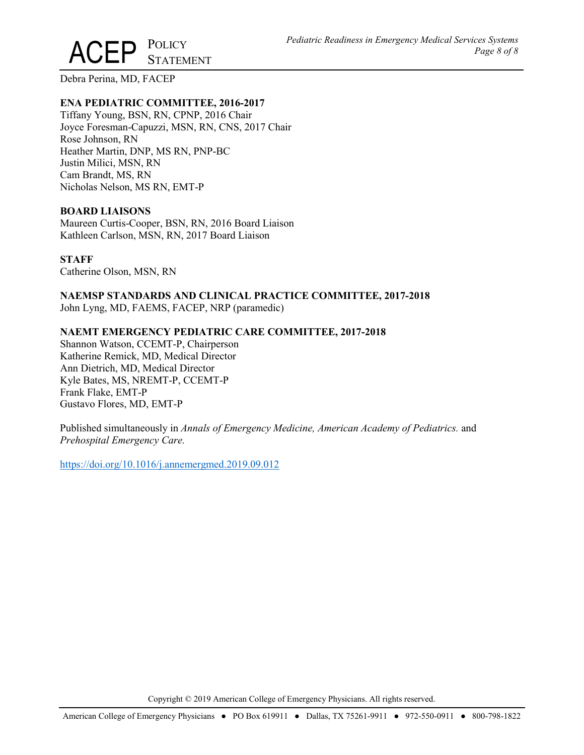Debra Perina, MD, FACEP

**ENA PEDIATRIC COMMITTEE, 2016-2017**
Tiffany Young, BSN, RN, CPNP, 2016 Chair
Joyce Foresman-Capuzzi, MSN, RN, CNS, 2017 Chair
Rose Johnson, RN
Heather Martin, DNP, MS RN, PNP-BC
Justin Milici, MSN, RN
Cam Brandt, MS, RN
Nicholas Nelson, MS RN, EMT-P

**BOARD LIAISONS**
Maureen Curtis-Cooper, BSN, RN, 2016 Board Liaison
Kathleen Carlson, MSN, RN, 2017 Board Liaison

**STAFF**
Catherine Olson, MSN, RN

**NAEMSP STANDARDS AND CLINICAL PRACTICE COMMITTEE, 2017-2018**
John Lyng, MD, FAEMS, FACEP, NRP (paramedic)

**NAEMT EMERGENCY PEDIATRIC CARE COMMITTEE, 2017-2018**
Shannon Watson, CCEMT-P, Chairperson
Katherine Remick, MD, Medical Director
Ann Dietrich, MD, Medical Director
Kyle Bates, MS, NREMT-P, CCEMT-P
Frank Flake, EMT-P
Gustavo Flores, MD, EMT-P

Published simultaneously in *Annals of Emergency Medicine, American Academy of Pediatrics.* and *Prehospital Emergency Care.*

https://doi.org/10.1016/j.annemergmed.2019.09.012

Copyright © 2019 American College of Emergency Physicians. All rights reserved.